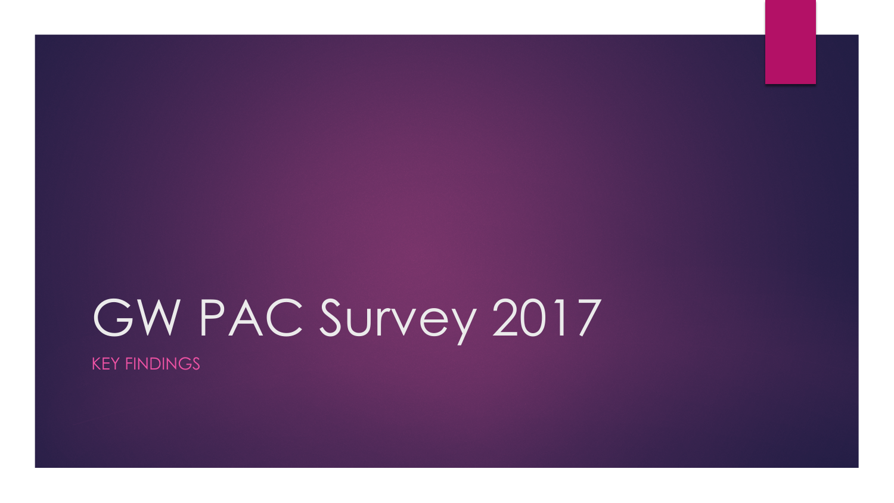# GW PAC Survey 2017

KEY FINDINGS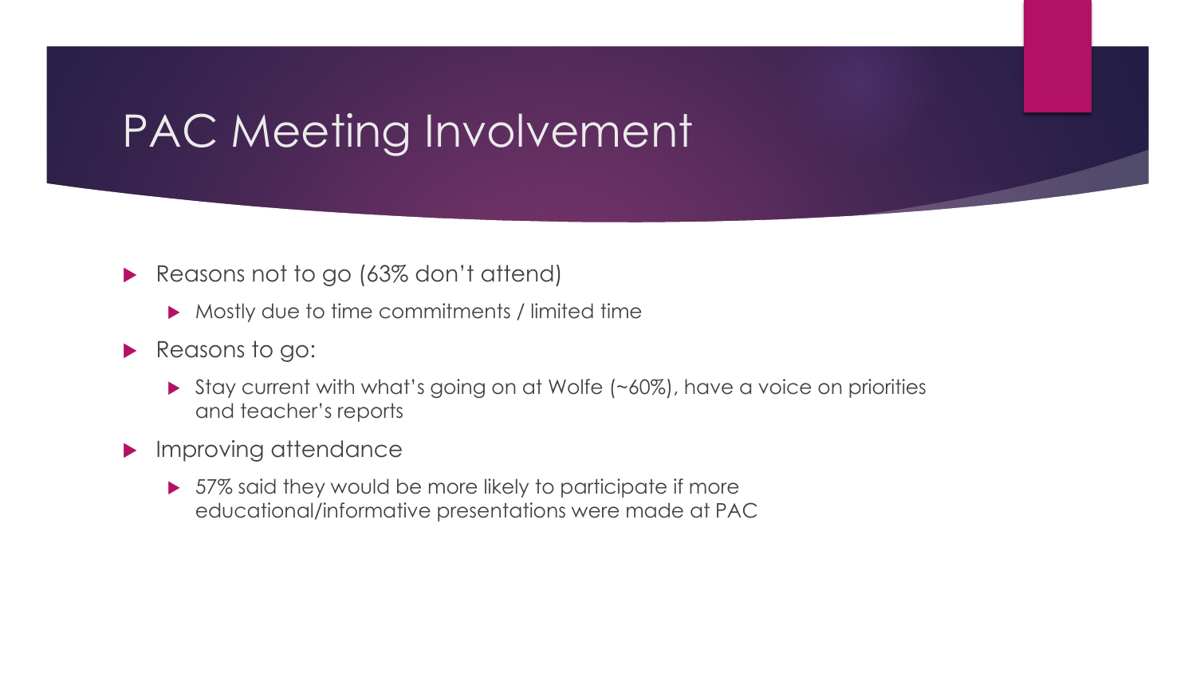# PAC Meeting Involvement

- Reasons not to go (63% don't attend)
  - Mostly due to time commitments / limited time
- Reasons to go:
  - Stay current with what's going on at Wolfe (~60%), have a voice on priorities and teacher's reports
- Improving attendance
  - 57% said they would be more likely to participate if more educational/informative presentations were made at PAC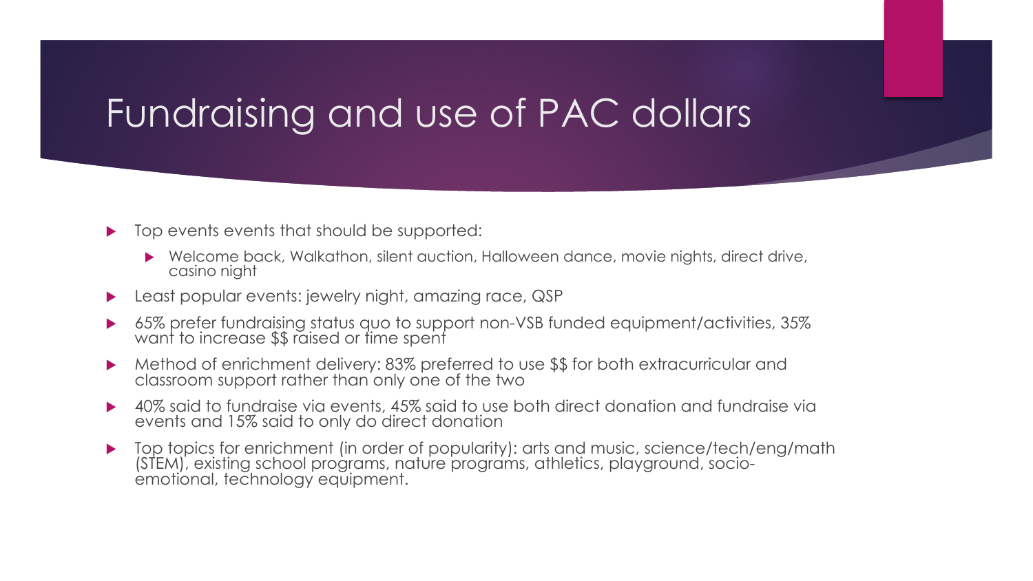# Fundraising and use of PAC dollars

- Top events events that should be supported:
  - Welcome back, Walkathon, silent auction, Halloween dance, movie nights, direct drive, casino night
- Least popular events: jewelry night, amazing race, QSP
- 65% prefer fundraising status quo to support non-VSB funded equipment/activities, 35% want to increase $$ raised or time spent
- Method of enrichment delivery: 83% preferred to use $$ for both extracurricular and classroom support rather than only one of the two
- 40% said to fundraise via events, 45% said to use both direct donation and fundraise via events and 15% said to only do direct donation
- Top topics for enrichment (in order of popularity): arts and music, science/tech/eng/math (STEM), existing school programs, nature programs, athletics, playground, socio-emotional, technology equipment.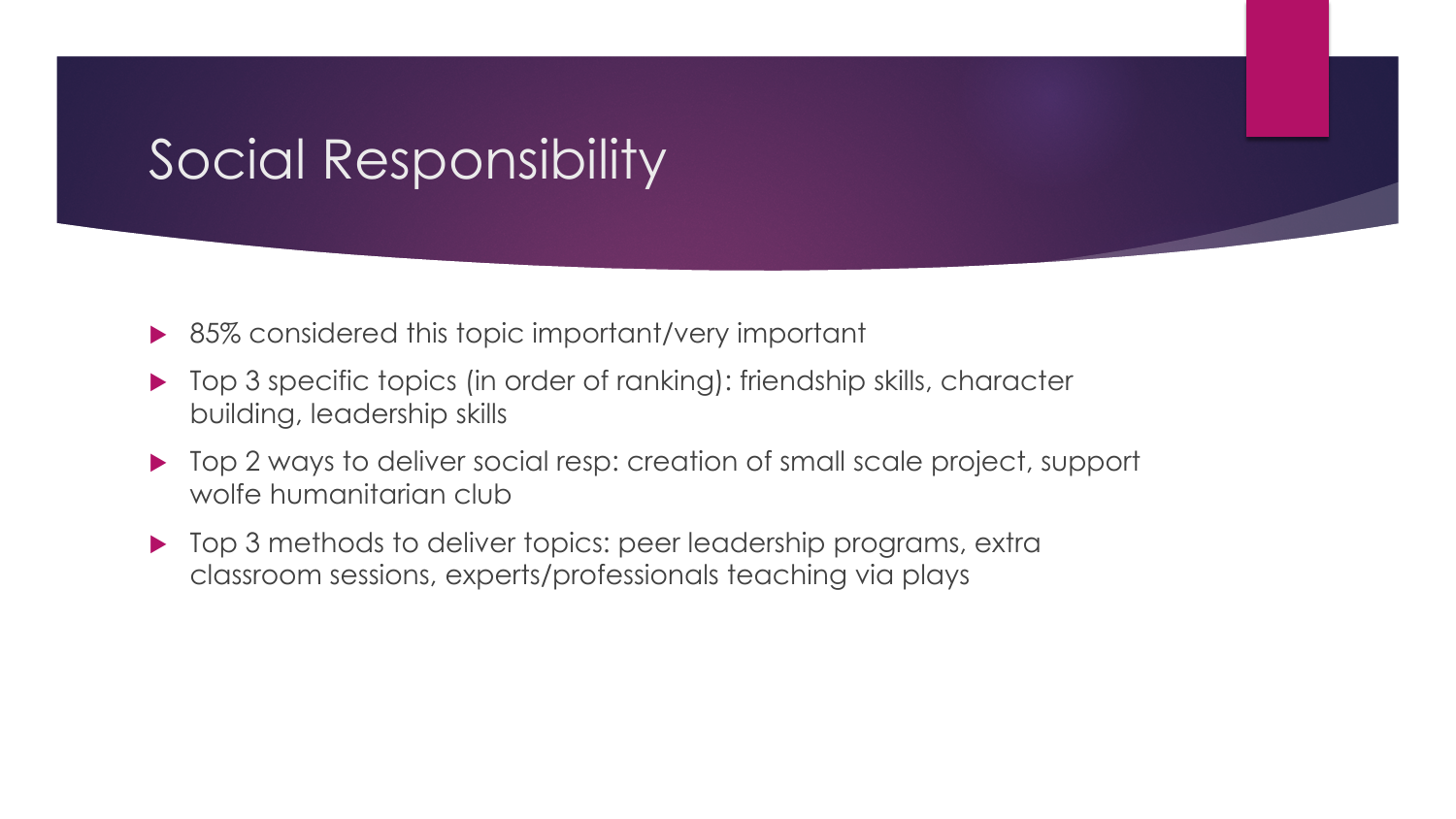# Social Responsibility

- 85% considered this topic important/very important
- Top 3 specific topics (in order of ranking): friendship skills, character building, leadership skills
- Top 2 ways to deliver social resp: creation of small scale project, support wolfe humanitarian club
- Top 3 methods to deliver topics: peer leadership programs, extra classroom sessions, experts/professionals teaching via plays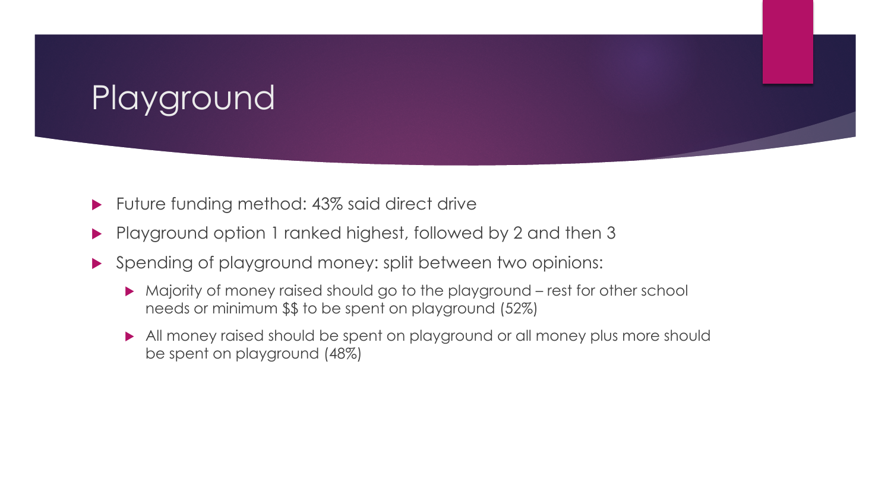# Playground

- Future funding method: 43% said direct drive
- Playground option 1 ranked highest, followed by 2 and then 3
- Spending of playground money: split between two opinions:
  - Majority of money raised should go to the playground – rest for other school needs or minimum $$ to be spent on playground (52%)
  - All money raised should be spent on playground or all money plus more should be spent on playground (48%)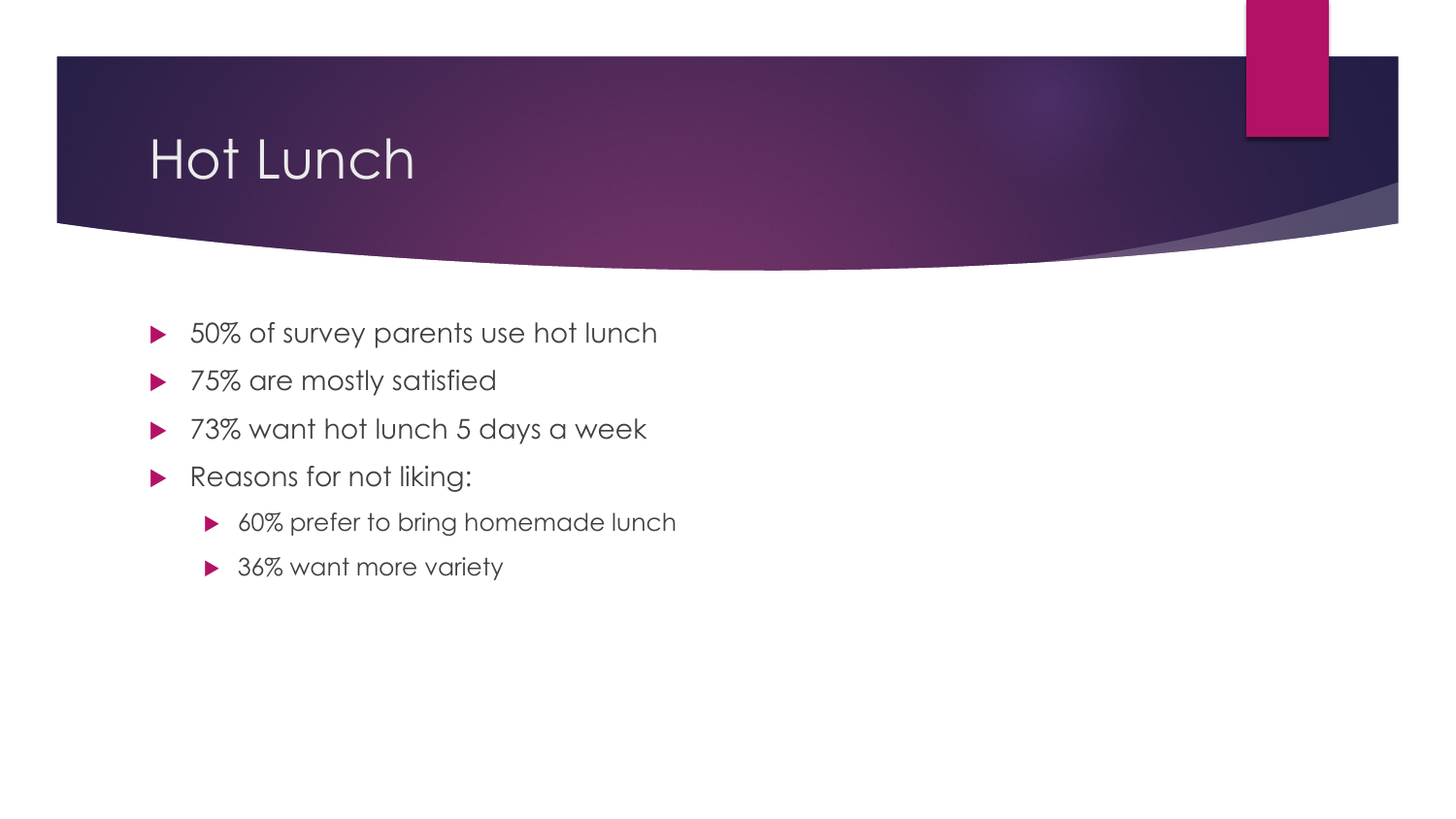# Hot Lunch

- 50% of survey parents use hot lunch
- 75% are mostly satisfied
- 73% want hot lunch 5 days a week
- Reasons for not liking:
  - 60% prefer to bring homemade lunch
  - 36% want more variety